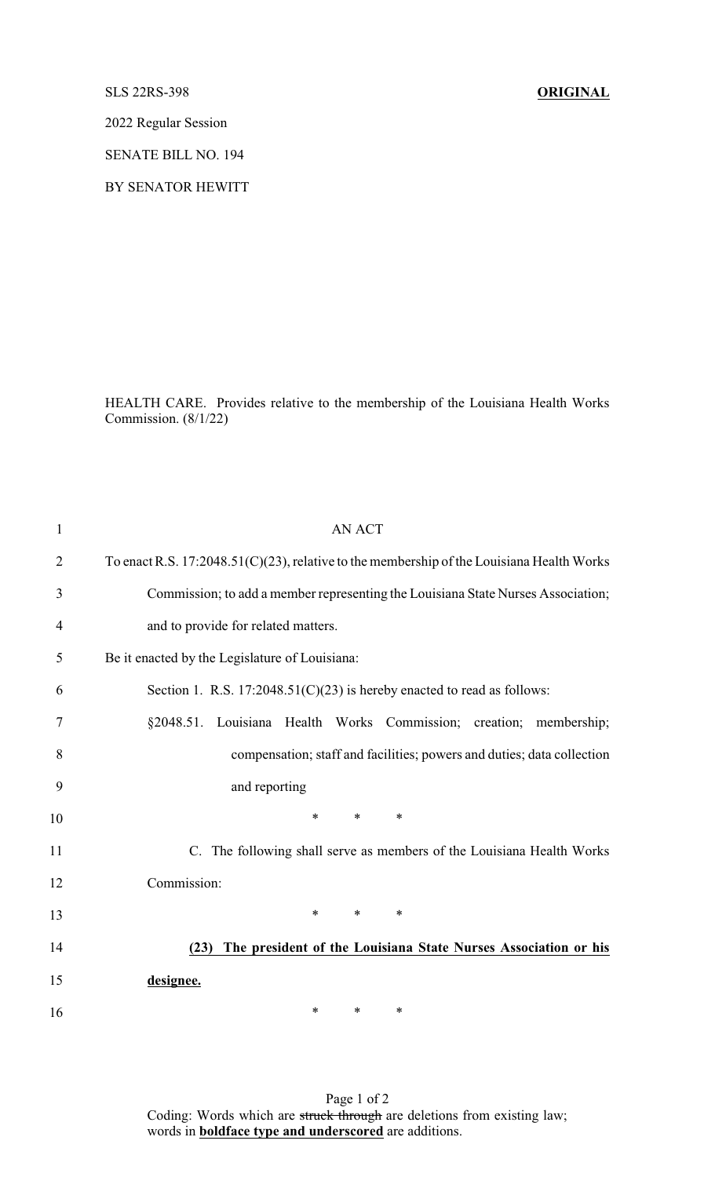SLS 22RS-398 **ORIGINAL**

2022 Regular Session

SENATE BILL NO. 194

BY SENATOR HEWITT

HEALTH CARE. Provides relative to the membership of the Louisiana Health Works Commission. (8/1/22)

AN ACT

To enact R.S. 17:2048.51(C)(23), relative to the membership of the Louisiana Health Works Commission; to add a member representing the Louisiana State Nurses Association; and to provide for related matters.

Be it enacted by the Legislature of Louisiana:

Section 1. R.S. 17:2048.51(C)(23) is hereby enacted to read as follows:

§2048.51. Louisiana Health Works Commission; creation; membership; compensation; staff and facilities; powers and duties; data collection and reporting

\* \* \*

C. The following shall serve as members of the Louisiana Health Works Commission:

\* \* \*

**(23) The president of the Louisiana State Nurses Association or his designee.**

\* \* \*

Coding: Words which are ~~struck through~~ are deletions from existing law; words in **boldface type and underscored** are additions.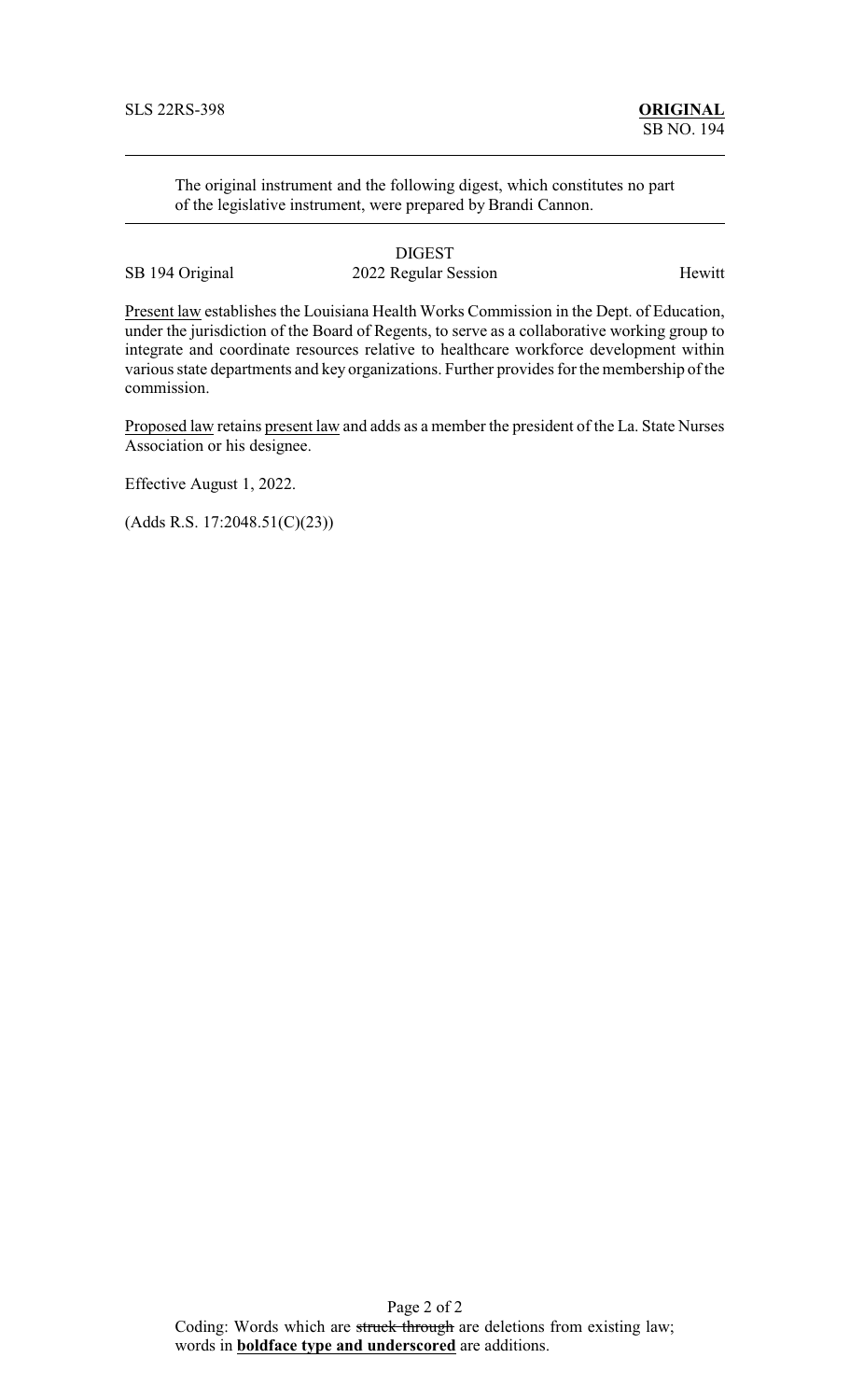SLS 22RS-398 **ORIGINAL**
SB NO. 194

The original instrument and the following digest, which constitutes no part of the legislative instrument, were prepared by Brandi Cannon.

DIGEST

SB 194 Original 2022 Regular Session Hewitt

Present law establishes the Louisiana Health Works Commission in the Dept. of Education, under the jurisdiction of the Board of Regents, to serve as a collaborative working group to integrate and coordinate resources relative to healthcare workforce development within various state departments and key organizations. Further provides for the membership of the commission.

Proposed law retains present law and adds as a member the president of the La. State Nurses Association or his designee.

Effective August 1, 2022.

(Adds R.S. 17:2048.51(C)(23))

Coding: Words which are ~~struck through~~ are deletions from existing law; words in **boldface type and underscored** are additions.